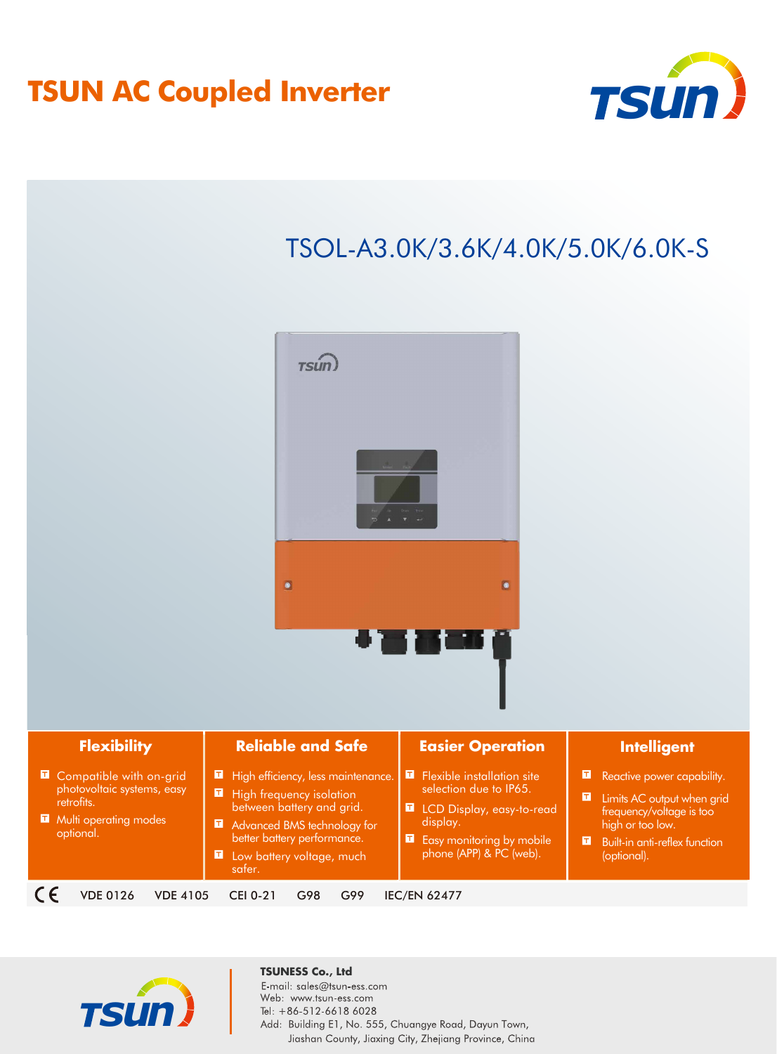# TSUN AC Coupled Inverter

## TSOL-A3.0K/3.6K/4.0K/5.0K/6.0K-S

### Flexibility

- Compatible with on-grid photovoltaic systems, easy retrofits.
- Multi operating modes optional.

### Reliable and Safe

- High efficiency, less maintenance.
- High frequency isolation between battery and grid.
- Advanced BMS technology for better battery performance.
- Low battery voltage, much safer.

### Easier Operation

- Flexible installation site selection due to IP65.
- LCD Display, easy-to-read display.
- Easy monitoring by mobile phone (APP) & PC (web).

### Intelligent

- Reactive power capability.
- Limits AC output when grid frequency/voltage is too high or too low.
- Built-in anti-reflex function (optional).

CE VDE 0126 VDE 4105 CEI 0-21 G98 G99 IEC/EN 62477

**TSUNESS Co., Ltd**

E-mail: sales@tsun-ess.com
Web: www.tsun-ess.com
Tel: +86-512-6618 6028
Add: Building E1, No. 555, Chuangye Road, Dayun Town, Jiashan County, Jiaxing City, Zhejiang Province, China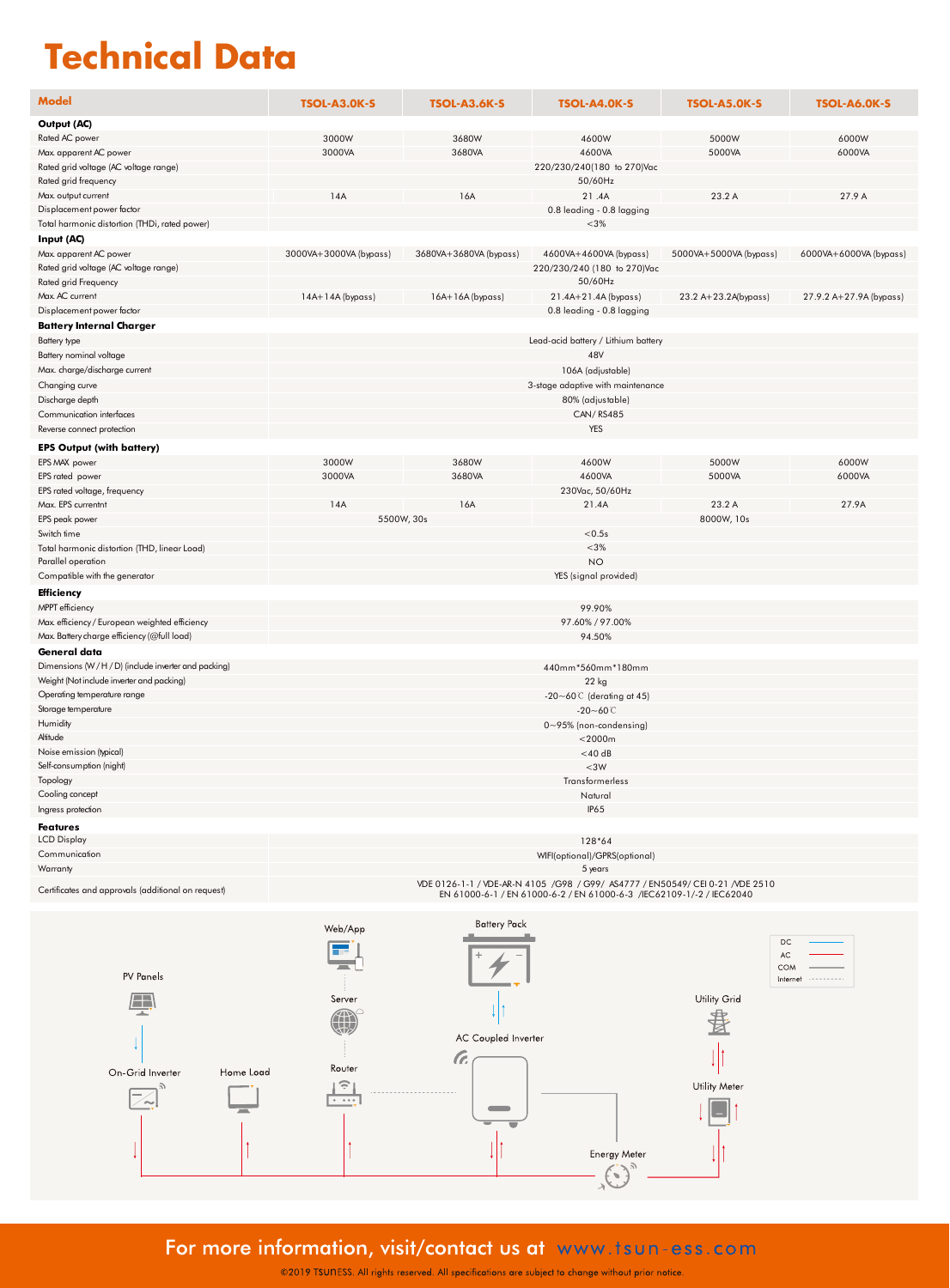# Technical Data

| Model | TSOL-A3.0K-S | TSOL-A3.6K-S | TSOL-A4.0K-S | TSOL-A5.0K-S | TSOL-A6.0K-S |
|---|---|---|---|---|---|
| **Output (AC)** | | | | | |
| Rated AC power | 3000W | 3680W | 4600W | 5000W | 6000W |
| Max. apparent AC power | 3000VA | 3680VA | 4600VA | 5000VA | 6000VA |
| Rated grid voltage (AC voltage range) | 220/230/240(180 to 270)Vac | | | | |
| Rated grid frequency | 50/60Hz | | | | |
| Max. output current | 14A | 16A | 21 .4A | 23.2 A | 27.9 A |
| Displacement power factor | 0.8 leading - 0.8 lagging | | | | |
| Total harmonic distortion (THDi, rated power) | <3% | | | | |
| **Input (AC)** | | | | | |
| Max. apparent AC power | 3000VA+3000VA (bypass) | 3680VA+3680VA (bypass) | 4600VA+4600VA (bypass) | 5000VA+5000VA (bypass) | 6000VA+6000VA (bypass) |
| Rated grid voltage (AC voltage range) | 220/230/240 (180 to 270)Vac | | | | |
| Rated grid Frequency | 50/60Hz | | | | |
| Max. AC current | 14A+14A (bypass) | 16A+16A (bypass) | 21.4A+21.4A (bypass) | 23.2 A+23.2A(bypass) | 27.9.2 A+27.9A (bypass) |
| Displacement power factor | 0.8 leading - 0.8 lagging | | | | |
| **Battery Internal Charger** | | | | | |
| Battery type | Lead-acid battery / Lithium battery | | | | |
| Battery nominal voltage | 48V | | | | |
| Max. charge/discharge current | 106A (adjustable) | | | | |
| Changing curve | 3-stage adaptive with maintenance | | | | |
| Discharge depth | 80% (adjustable) | | | | |
| Communication interfaces | CAN/ RS485 | | | | |
| Reverse connect protection | YES | | | | |
| **EPS Output (with battery)** | | | | | |
| EPS MAX power | 3000W | 3680W | 4600W | 5000W | 6000W |
| EPS rated power | 3000VA | 3680VA | 4600VA | 5000VA | 6000VA |
| EPS rated voltage, frequency | 230Vac, 50/60Hz | | | | |
| Max. EPS currentnt | 14A | 16A | 21.4A | 23.2 A | 27.9A |
| EPS peak power | 5500W, 30s | | 8000W, 10s | | |
| Switch time | <0.5s | | | | |
| Total harmonic distortion (THD, linear Load) | <3% | | | | |
| Parallel operation | NO | | | | |
| Compatible with the generator | YES (signal provided) | | | | |
| **Efficiency** | | | | | |
| MPPT efficiency | 99.90% | | | | |
| Max. efficiency / European weighted efficiency | 97.60% / 97.00% | | | | |
| Max. Battery charge efficiency (@full load) | 94.50% | | | | |
| **General data** | | | | | |
| Dimensions (W / H / D) (include inverter and packing) | 440mm*560mm*180mm | | | | |
| Weight (Not include inverter and packing) | 22 kg | | | | |
| Operating temperature range | -20~60℃ (derating at 45) | | | | |
| Storage temperature | -20~60℃ | | | | |
| Humidity | 0~95% (non-condensing) | | | | |
| Altitude | <2000m | | | | |
| Noise emission (typical) | <40 dB | | | | |
| Self-consumption (night) | <3W | | | | |
| Topology | Transformerless | | | | |
| Cooling concept | Natural | | | | |
| Ingress protection | IP65 | | | | |
| **Features** | | | | | |
| LCD Display | 128*64 | | | | |
| Communication | WIFI(optional)/GPRS(optional) | | | | |
| Warranty | 5 years | | | | |
| Certificates and approvals (additional on request) | VDE 0126-1-1 / VDE-AR-N 4105 /G98 / G99/ AS4777 / EN50549/ CEI 0-21 /VDE 2510 EN 61000-6-1 / EN 61000-6-2 / EN 61000-6-3 /IEC62109-1/-2 / IEC62040 | | | | |

Web/App
Battery Pack
DC
AC
COM
Internet
PV Panels
Server
Utility Grid
AC Coupled Inverter
On-Grid Inverter
Home Load
Router
Utility Meter
Energy Meter

For more information, visit/contact us at www.tsun-ess.com

©2019 TSUNESS. All rights reserved. All specifications are subject to change without prior notice.